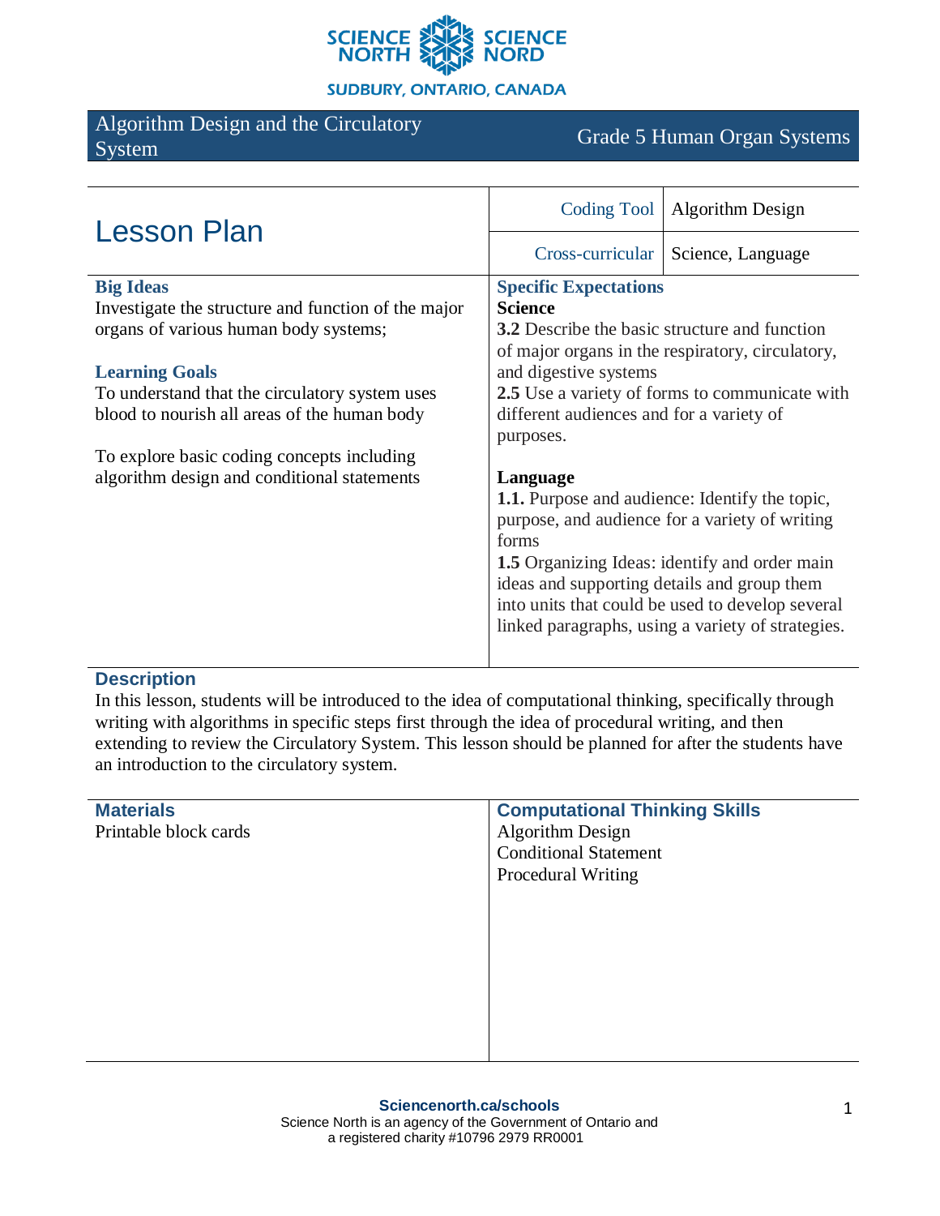# Algorithm Design and the Circulatory System

Grade 5 Human Organ Systems

## Lesson Plan

| | |
|---|---|
| Coding Tool | Algorithm Design |
| Cross-curricular | Science, Language |

### Big Ideas

Investigate the structure and function of the major organs of various human body systems;

### Learning Goals

To understand that the circulatory system uses blood to nourish all areas of the human body

To explore basic coding concepts including algorithm design and conditional statements

### Specific Expectations

**Science**

**3.2** Describe the basic structure and function of major organs in the respiratory, circulatory, and digestive systems

**2.5** Use a variety of forms to communicate with different audiences and for a variety of purposes.

**Language**

**1.1.** Purpose and audience: Identify the topic, purpose, and audience for a variety of writing forms

**1.5** Organizing Ideas: identify and order main ideas and supporting details and group them into units that could be used to develop several linked paragraphs, using a variety of strategies.

### Description

In this lesson, students will be introduced to the idea of computational thinking, specifically through writing with algorithms in specific steps first through the idea of procedural writing, and then extending to review the Circulatory System. This lesson should be planned for after the students have an introduction to the circulatory system.

### Materials

Printable block cards

### Computational Thinking Skills

Algorithm Design

Conditional Statement

Procedural Writing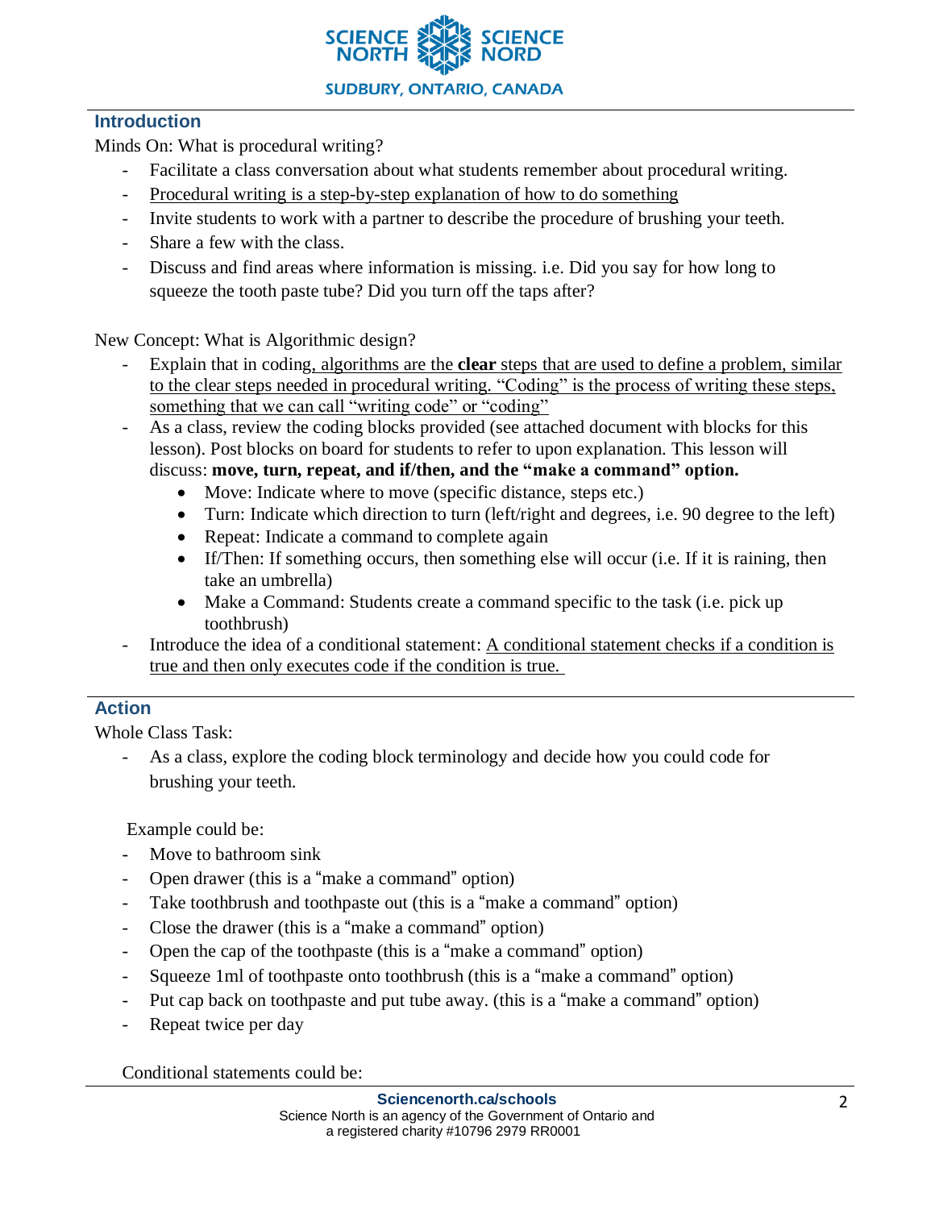## Introduction

Minds On: What is procedural writing?

- Facilitate a class conversation about what students remember about procedural writing.
- Procedural writing is a step-by-step explanation of how to do something
- Invite students to work with a partner to describe the procedure of brushing your teeth.
- Share a few with the class.
- Discuss and find areas where information is missing. i.e. Did you say for how long to squeeze the tooth paste tube? Did you turn off the taps after?

New Concept: What is Algorithmic design?

- Explain that in coding, algorithms are the **clear** steps that are used to define a problem, similar to the clear steps needed in procedural writing. “Coding” is the process of writing these steps, something that we can call “writing code” or “coding”
- As a class, review the coding blocks provided (see attached document with blocks for this lesson). Post blocks on board for students to refer to upon explanation. This lesson will discuss: **move, turn, repeat, and if/then, and the “make a command” option.**
  - Move: Indicate where to move (specific distance, steps etc.)
  - Turn: Indicate which direction to turn (left/right and degrees, i.e. 90 degree to the left)
  - Repeat: Indicate a command to complete again
  - If/Then: If something occurs, then something else will occur (i.e. If it is raining, then take an umbrella)
  - Make a Command: Students create a command specific to the task (i.e. pick up toothbrush)
- Introduce the idea of a conditional statement: A conditional statement checks if a condition is true and then only executes code if the condition is true.

## Action

Whole Class Task:

- As a class, explore the coding block terminology and decide how you could code for brushing your teeth.

Example could be:

- Move to bathroom sink
- Open drawer (this is a “make a command” option)
- Take toothbrush and toothpaste out (this is a “make a command” option)
- Close the drawer (this is a “make a command” option)
- Open the cap of the toothpaste (this is a “make a command” option)
- Squeeze 1ml of toothpaste onto toothbrush (this is a “make a command” option)
- Put cap back on toothpaste and put tube away. (this is a “make a command” option)
- Repeat twice per day

Conditional statements could be: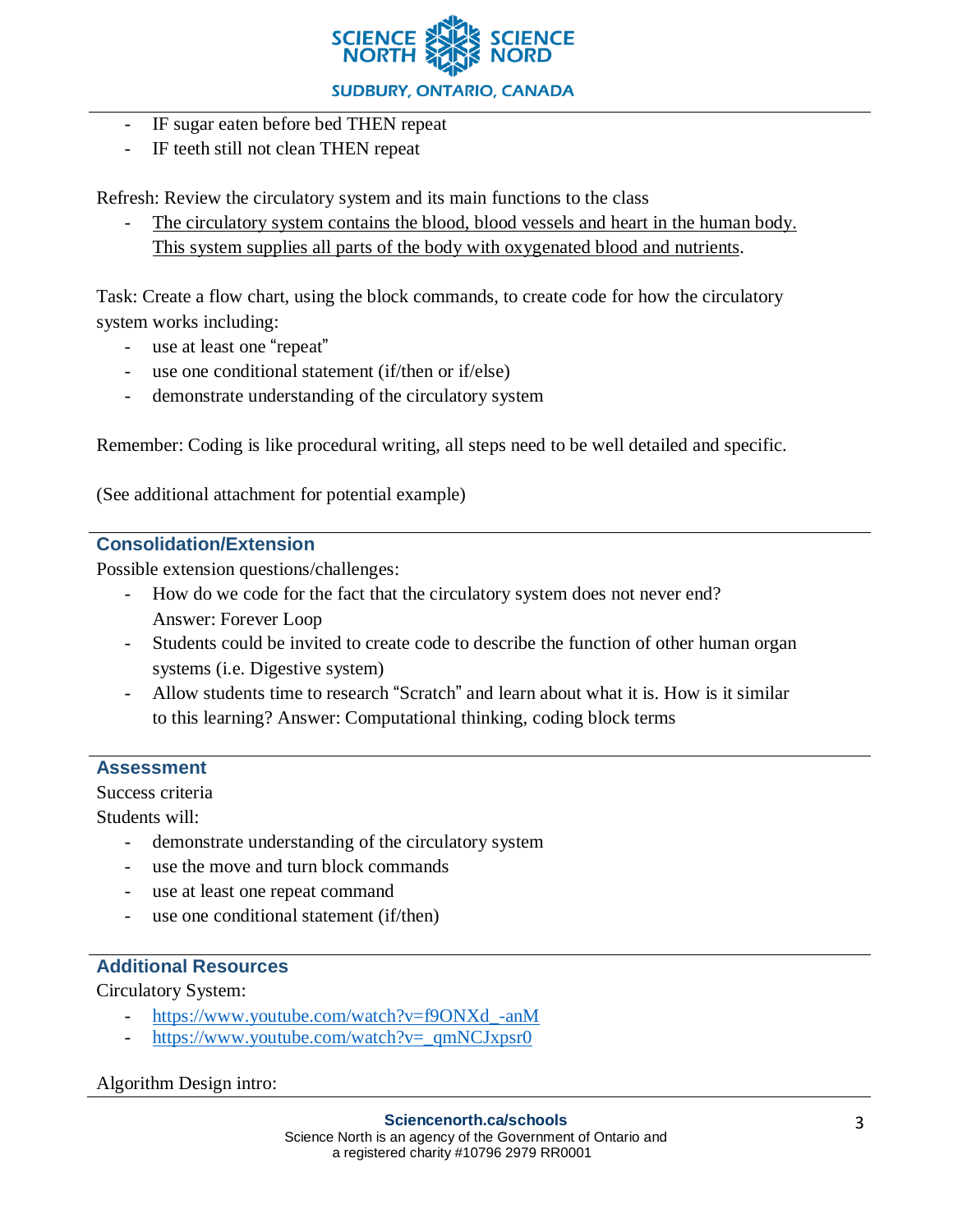- IF sugar eaten before bed THEN repeat
- IF teeth still not clean THEN repeat

Refresh: Review the circulatory system and its main functions to the class

- The circulatory system contains the blood, blood vessels and heart in the human body. This system supplies all parts of the body with oxygenated blood and nutrients.

Task: Create a flow chart, using the block commands, to create code for how the circulatory system works including:

- use at least one "repeat"
- use one conditional statement (if/then or if/else)
- demonstrate understanding of the circulatory system

Remember: Coding is like procedural writing, all steps need to be well detailed and specific.

(See additional attachment for potential example)

## Consolidation/Extension

Possible extension questions/challenges:

- How do we code for the fact that the circulatory system does not never end? Answer: Forever Loop
- Students could be invited to create code to describe the function of other human organ systems (i.e. Digestive system)
- Allow students time to research "Scratch" and learn about what it is. How is it similar to this learning? Answer: Computational thinking, coding block terms

## Assessment

Success criteria

Students will:

- demonstrate understanding of the circulatory system
- use the move and turn block commands
- use at least one repeat command
- use one conditional statement (if/then)

## Additional Resources

Circulatory System:

- https://www.youtube.com/watch?v=f9ONXd_-anM
- https://www.youtube.com/watch?v=_qmNCJxpsr0

Algorithm Design intro: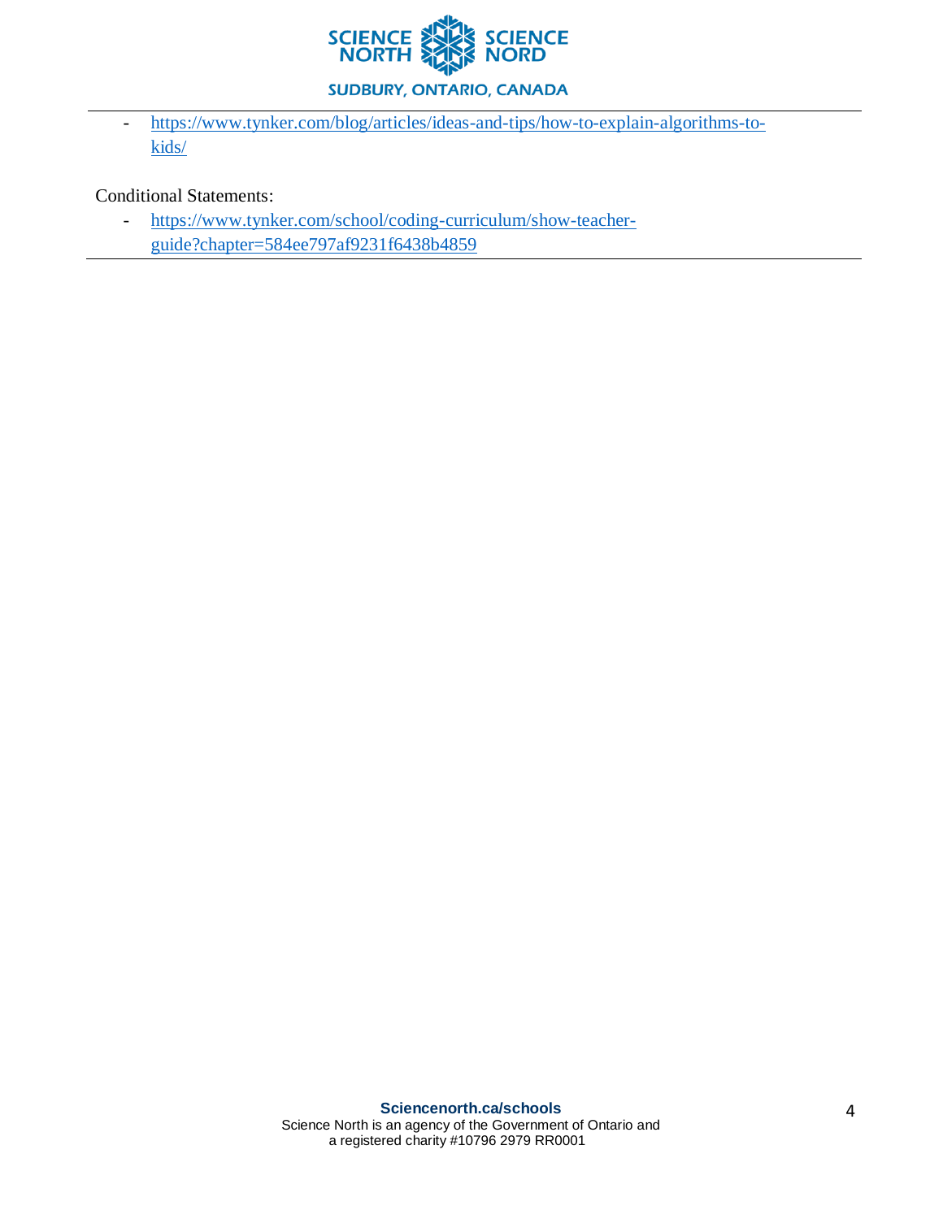- https://www.tynker.com/blog/articles/ideas-and-tips/how-to-explain-algorithms-to-kids/

Conditional Statements:

- https://www.tynker.com/school/coding-curriculum/show-teacher-guide?chapter=584ee797af9231f6438b4859